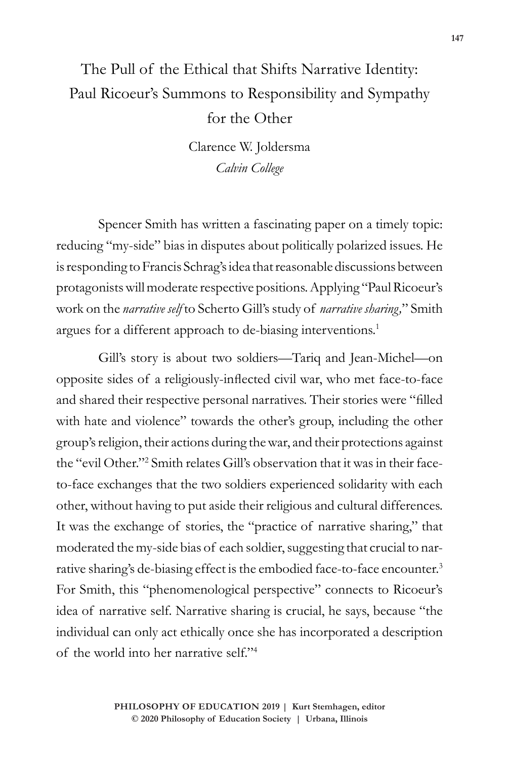# The Pull of the Ethical that Shifts Narrative Identity: Paul Ricoeur's Summons to Responsibility and Sympathy for the Other

Clarence W. Joldersma
*Calvin College*

Spencer Smith has written a fascinating paper on a timely topic: reducing "my-side" bias in disputes about politically polarized issues. He is responding to Francis Schrag's idea that reasonable discussions between protagonists will moderate respective positions. Applying "Paul Ricoeur's work on the *narrative self* to Scherto Gill's study of *narrative sharing,*" Smith argues for a different approach to de-biasing interventions.[1]

Gill's story is about two soldiers—Tariq and Jean-Michel—on opposite sides of a religiously-inflected civil war, who met face-to-face and shared their respective personal narratives. Their stories were "filled with hate and violence" towards the other's group, including the other group's religion, their actions during the war, and their protections against the "evil Other."[2] Smith relates Gill's observation that it was in their face-to-face exchanges that the two soldiers experienced solidarity with each other, without having to put aside their religious and cultural differences. It was the exchange of stories, the "practice of narrative sharing," that moderated the my-side bias of each soldier, suggesting that crucial to narrative sharing's de-biasing effect is the embodied face-to-face encounter.[3] For Smith, this "phenomenological perspective" connects to Ricoeur's idea of narrative self. Narrative sharing is crucial, he says, because "the individual can only act ethically once she has incorporated a description of the world into her narrative self."[4]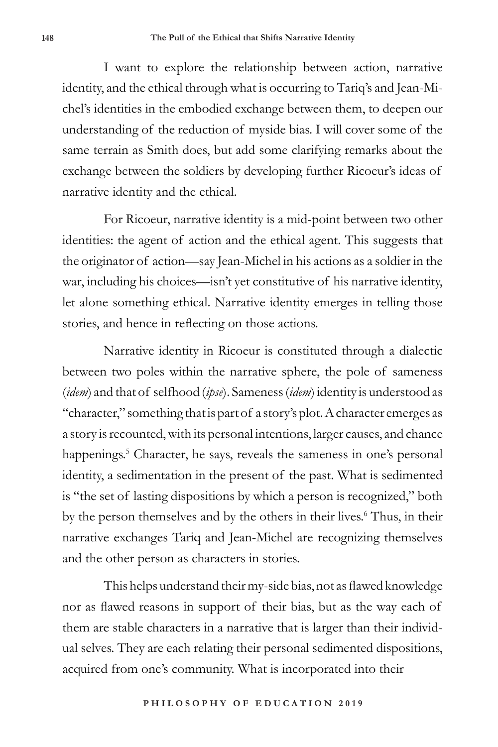I want to explore the relationship between action, narrative identity, and the ethical through what is occurring to Tariq's and Jean-Michel's identities in the embodied exchange between them, to deepen our understanding of the reduction of myside bias. I will cover some of the same terrain as Smith does, but add some clarifying remarks about the exchange between the soldiers by developing further Ricoeur's ideas of narrative identity and the ethical.

For Ricoeur, narrative identity is a mid-point between two other identities: the agent of action and the ethical agent. This suggests that the originator of action—say Jean-Michel in his actions as a soldier in the war, including his choices—isn't yet constitutive of his narrative identity, let alone something ethical. Narrative identity emerges in telling those stories, and hence in reflecting on those actions.

Narrative identity in Ricoeur is constituted through a dialectic between two poles within the narrative sphere, the pole of sameness (*idem*) and that of selfhood (*ipse*). Sameness (*idem*) identity is understood as "character," something that is part of a story's plot. A character emerges as a story is recounted, with its personal intentions, larger causes, and chance happenings.[5] Character, he says, reveals the sameness in one's personal identity, a sedimentation in the present of the past. What is sedimented is "the set of lasting dispositions by which a person is recognized," both by the person themselves and by the others in their lives.[6] Thus, in their narrative exchanges Tariq and Jean-Michel are recognizing themselves and the other person as characters in stories.

This helps understand their my-side bias, not as flawed knowledge nor as flawed reasons in support of their bias, but as the way each of them are stable characters in a narrative that is larger than their individual selves. They are each relating their personal sedimented dispositions, acquired from one's community. What is incorporated into their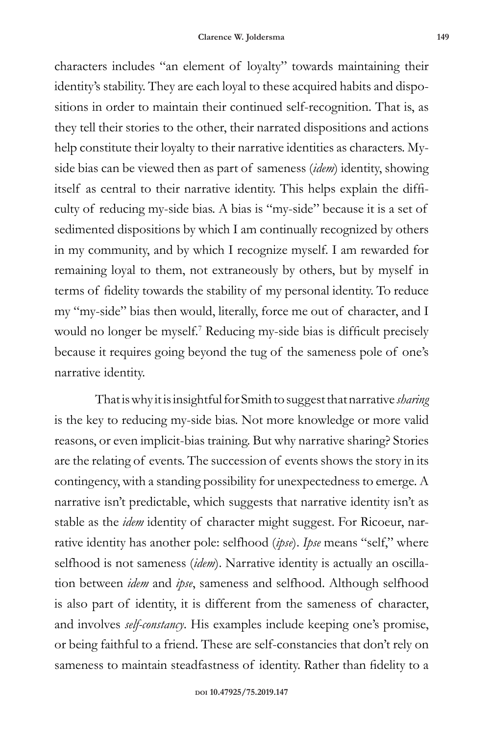characters includes "an element of loyalty" towards maintaining their identity's stability. They are each loyal to these acquired habits and dispositions in order to maintain their continued self-recognition. That is, as they tell their stories to the other, their narrated dispositions and actions help constitute their loyalty to their narrative identities as characters. My-side bias can be viewed then as part of sameness (*idem*) identity, showing itself as central to their narrative identity. This helps explain the difficulty of reducing my-side bias. A bias is "my-side" because it is a set of sedimented dispositions by which I am continually recognized by others in my community, and by which I recognize myself. I am rewarded for remaining loyal to them, not extraneously by others, but by myself in terms of fidelity towards the stability of my personal identity. To reduce my "my-side" bias then would, literally, force me out of character, and I would no longer be myself.[7] Reducing my-side bias is difficult precisely because it requires going beyond the tug of the sameness pole of one's narrative identity.

That is why it is insightful for Smith to suggest that narrative *sharing* is the key to reducing my-side bias. Not more knowledge or more valid reasons, or even implicit-bias training. But why narrative sharing? Stories are the relating of events. The succession of events shows the story in its contingency, with a standing possibility for unexpectedness to emerge. A narrative isn't predictable, which suggests that narrative identity isn't as stable as the *idem* identity of character might suggest. For Ricoeur, narrative identity has another pole: selfhood (*ipse*). *Ipse* means "self," where selfhood is not sameness (*idem*). Narrative identity is actually an oscillation between *idem* and *ipse*, sameness and selfhood. Although selfhood is also part of identity, it is different from the sameness of character, and involves *self-constancy*. His examples include keeping one's promise, or being faithful to a friend. These are self-constancies that don't rely on sameness to maintain steadfastness of identity. Rather than fidelity to a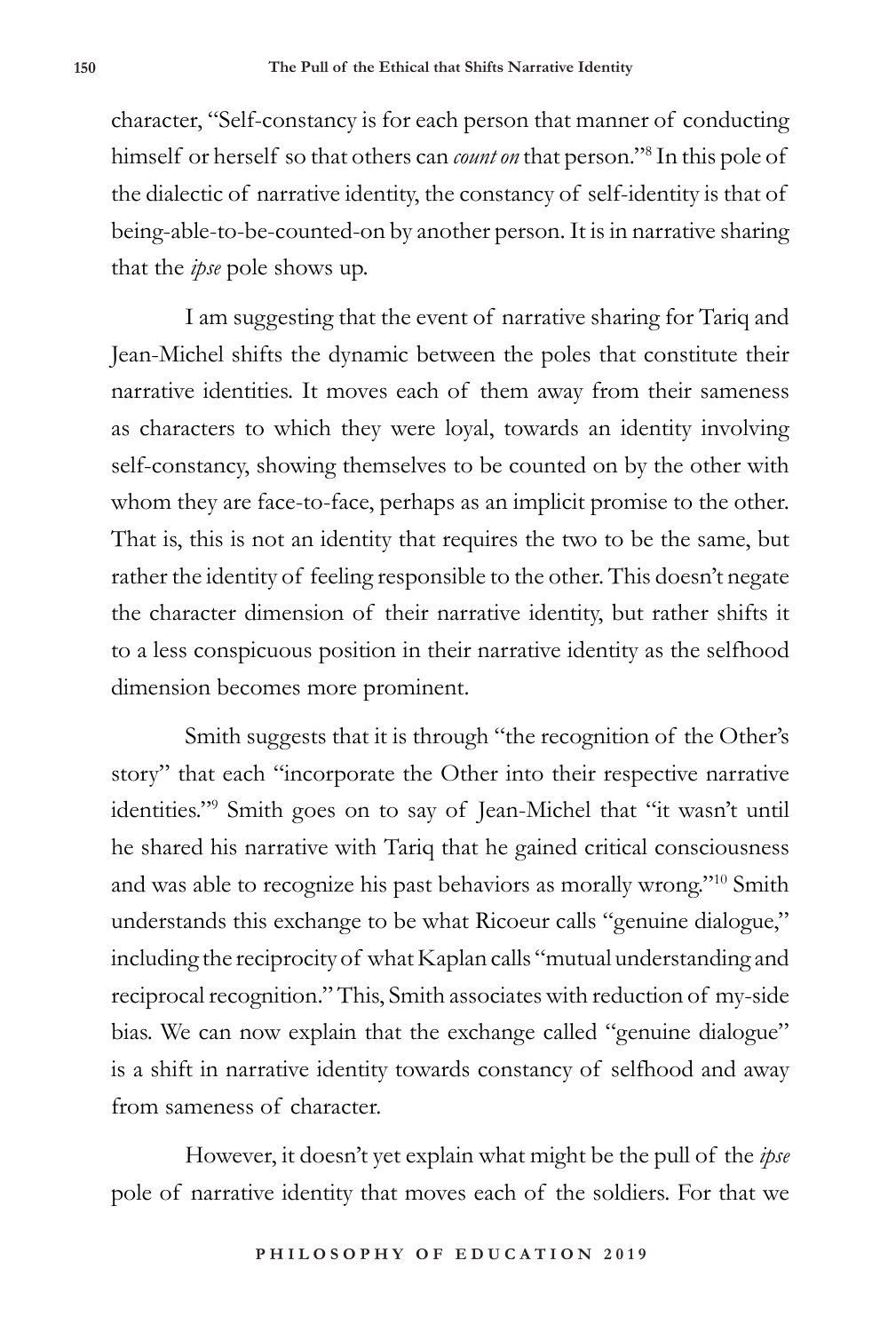character, "Self-constancy is for each person that manner of conducting himself or herself so that others can *count on* that person."[8] In this pole of the dialectic of narrative identity, the constancy of self-identity is that of being-able-to-be-counted-on by another person. It is in narrative sharing that the *ipse* pole shows up.

I am suggesting that the event of narrative sharing for Tariq and Jean-Michel shifts the dynamic between the poles that constitute their narrative identities. It moves each of them away from their sameness as characters to which they were loyal, towards an identity involving self-constancy, showing themselves to be counted on by the other with whom they are face-to-face, perhaps as an implicit promise to the other. That is, this is not an identity that requires the two to be the same, but rather the identity of feeling responsible to the other. This doesn't negate the character dimension of their narrative identity, but rather shifts it to a less conspicuous position in their narrative identity as the selfhood dimension becomes more prominent.

Smith suggests that it is through "the recognition of the Other's story" that each "incorporate the Other into their respective narrative identities."[9] Smith goes on to say of Jean-Michel that "it wasn't until he shared his narrative with Tariq that he gained critical consciousness and was able to recognize his past behaviors as morally wrong."[10] Smith understands this exchange to be what Ricoeur calls "genuine dialogue," including the reciprocity of what Kaplan calls "mutual understanding and reciprocal recognition." This, Smith associates with reduction of my-side bias. We can now explain that the exchange called "genuine dialogue" is a shift in narrative identity towards constancy of selfhood and away from sameness of character.

However, it doesn't yet explain what might be the pull of the *ipse* pole of narrative identity that moves each of the soldiers. For that we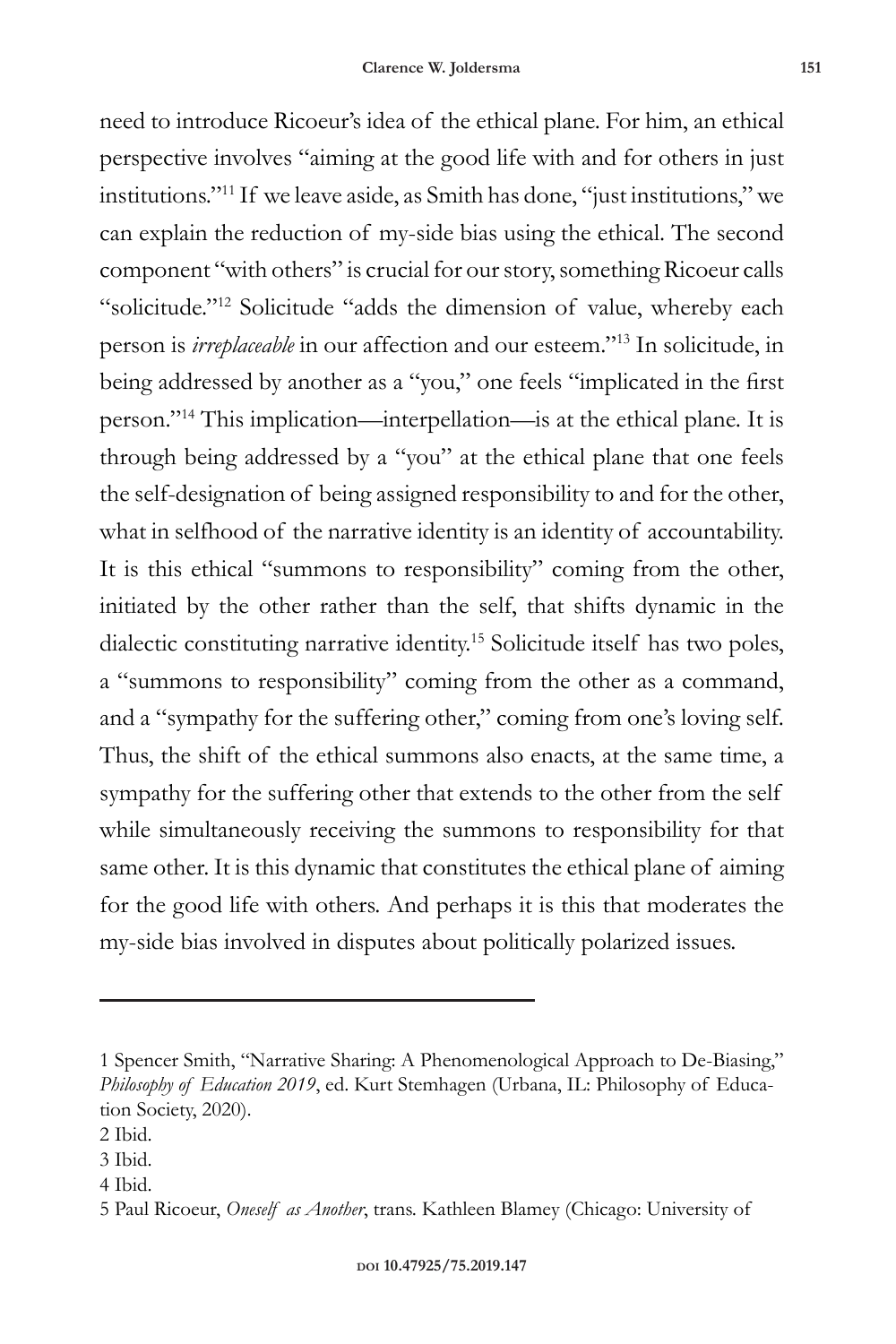need to introduce Ricoeur's idea of the ethical plane. For him, an ethical perspective involves "aiming at the good life with and for others in just institutions."[11] If we leave aside, as Smith has done, "just institutions," we can explain the reduction of my-side bias using the ethical. The second component "with others" is crucial for our story, something Ricoeur calls "solicitude."[12] Solicitude "adds the dimension of value, whereby each person is *irreplaceable* in our affection and our esteem."[13] In solicitude, in being addressed by another as a "you," one feels "implicated in the first person."[14] This implication—interpellation—is at the ethical plane. It is through being addressed by a "you" at the ethical plane that one feels the self-designation of being assigned responsibility to and for the other, what in selfhood of the narrative identity is an identity of accountability. It is this ethical "summons to responsibility" coming from the other, initiated by the other rather than the self, that shifts dynamic in the dialectic constituting narrative identity.[15] Solicitude itself has two poles, a "summons to responsibility" coming from the other as a command, and a "sympathy for the suffering other," coming from one's loving self. Thus, the shift of the ethical summons also enacts, at the same time, a sympathy for the suffering other that extends to the other from the self while simultaneously receiving the summons to responsibility for that same other. It is this dynamic that constitutes the ethical plane of aiming for the good life with others. And perhaps it is this that moderates the my-side bias involved in disputes about politically polarized issues.

---

1 Spencer Smith, "Narrative Sharing: A Phenomenological Approach to De-Biasing," *Philosophy of Education 2019*, ed. Kurt Stemhagen (Urbana, IL: Philosophy of Education Society, 2020).

2 Ibid.

3 Ibid.

4 Ibid.

5 Paul Ricoeur, *Oneself as Another*, trans. Kathleen Blamey (Chicago: University of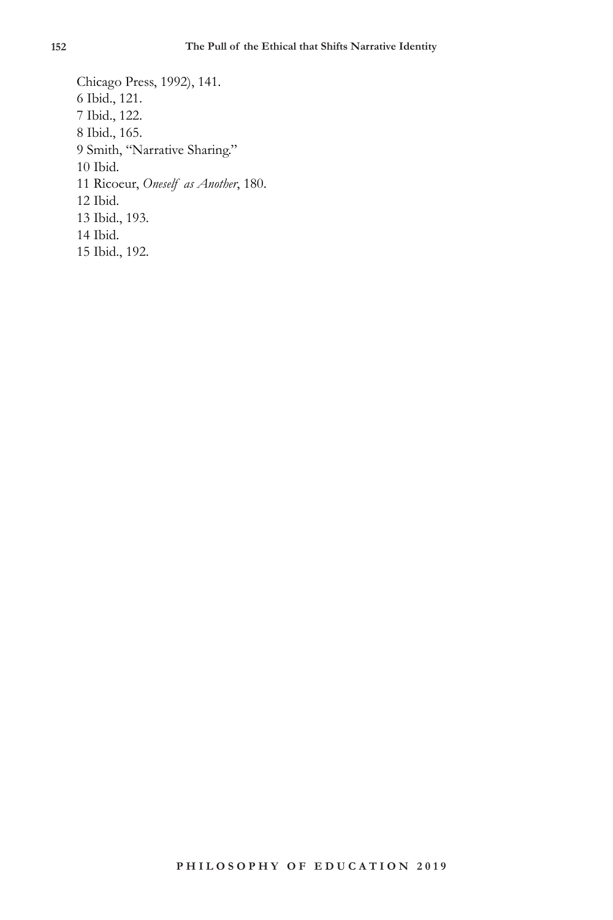Chicago Press, 1992), 141.
6 Ibid., 121.
7 Ibid., 122.
8 Ibid., 165.
9 Smith, "Narrative Sharing."
10 Ibid.
11 Ricoeur, *Oneself as Another*, 180.
12 Ibid.
13 Ibid., 193.
14 Ibid.
15 Ibid., 192.